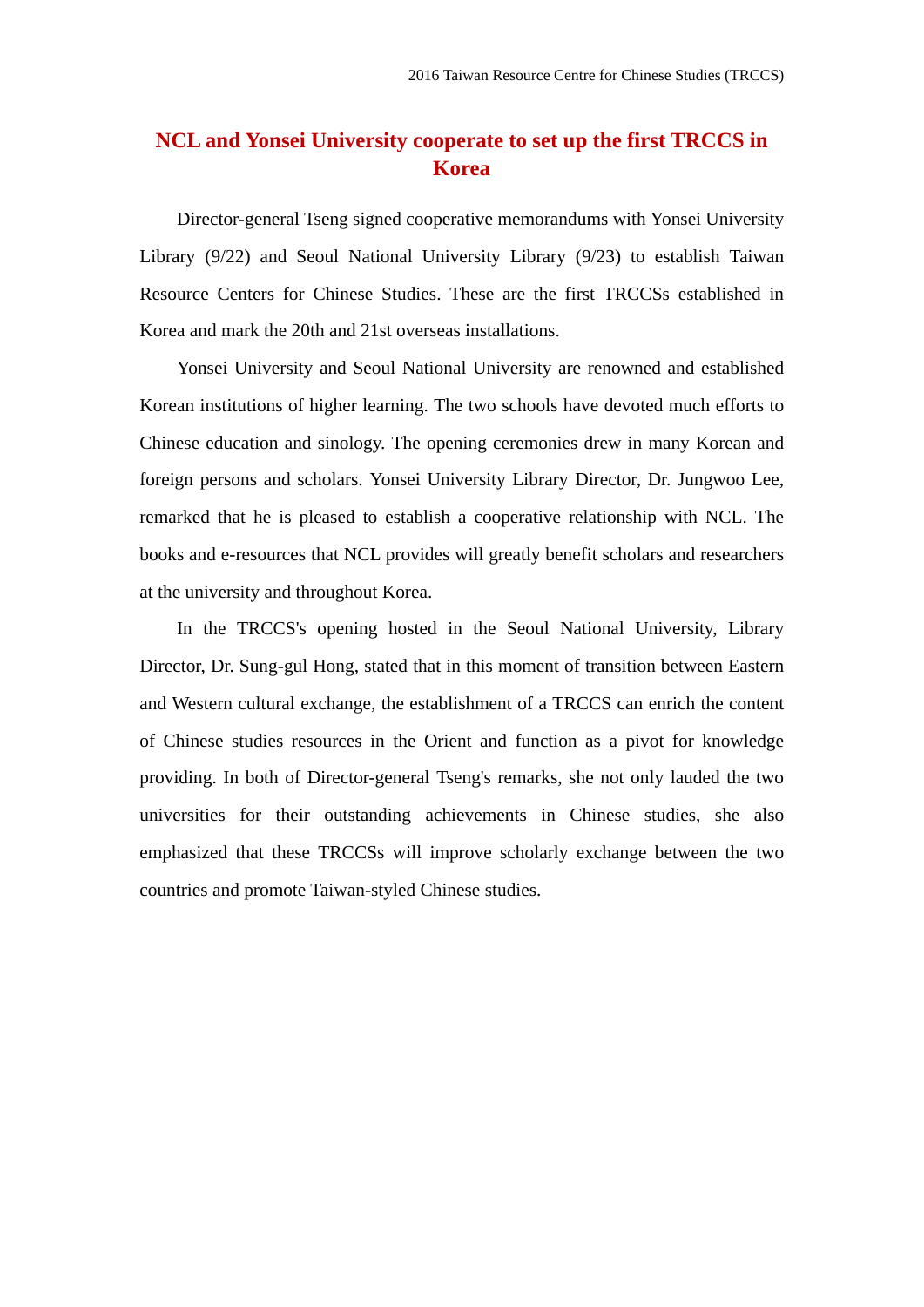# NCL and Yonsei University cooperate to set up the first TRCCS in Korea

Director-general Tseng signed cooperative memorandums with Yonsei University Library (9/22) and Seoul National University Library (9/23) to establish Taiwan Resource Centers for Chinese Studies. These are the first TRCCSs established in Korea and mark the 20th and 21st overseas installations.

Yonsei University and Seoul National University are renowned and established Korean institutions of higher learning. The two schools have devoted much efforts to Chinese education and sinology. The opening ceremonies drew in many Korean and foreign persons and scholars. Yonsei University Library Director, Dr. Jungwoo Lee, remarked that he is pleased to establish a cooperative relationship with NCL. The books and e-resources that NCL provides will greatly benefit scholars and researchers at the university and throughout Korea.

In the TRCCS's opening hosted in the Seoul National University, Library Director, Dr. Sung-gul Hong, stated that in this moment of transition between Eastern and Western cultural exchange, the establishment of a TRCCS can enrich the content of Chinese studies resources in the Orient and function as a pivot for knowledge providing. In both of Director-general Tseng's remarks, she not only lauded the two universities for their outstanding achievements in Chinese studies, she also emphasized that these TRCCSs will improve scholarly exchange between the two countries and promote Taiwan-styled Chinese studies.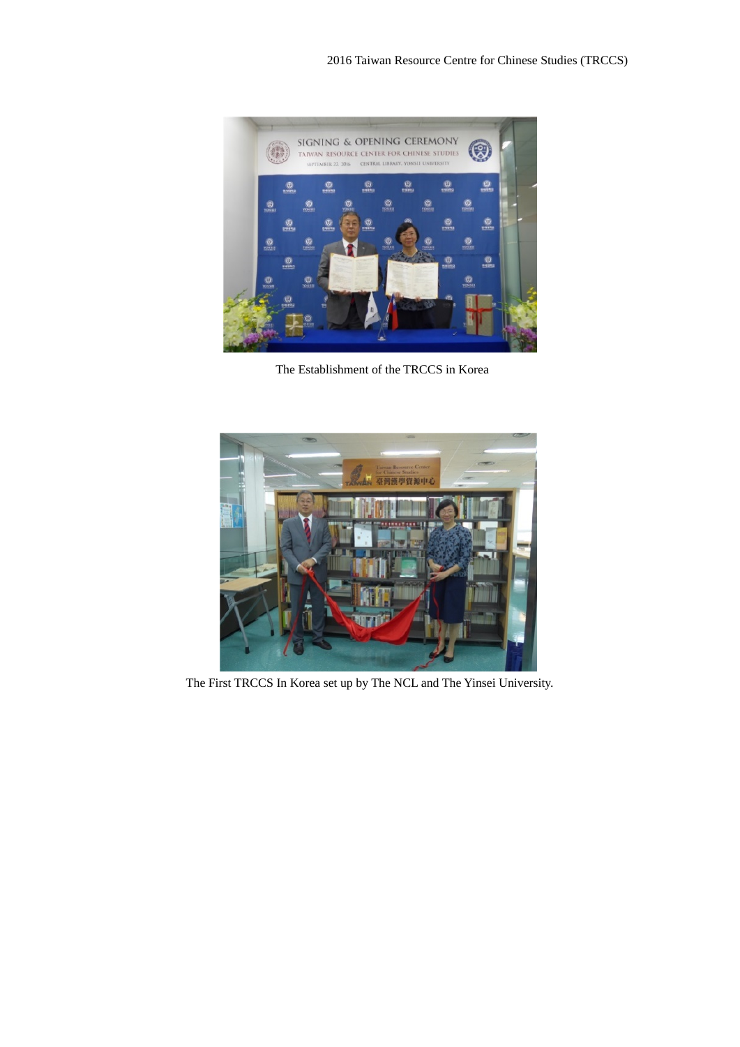The Establishment of the TRCCS in Korea

The First TRCCS In Korea set up by The NCL and The Yinsei University.